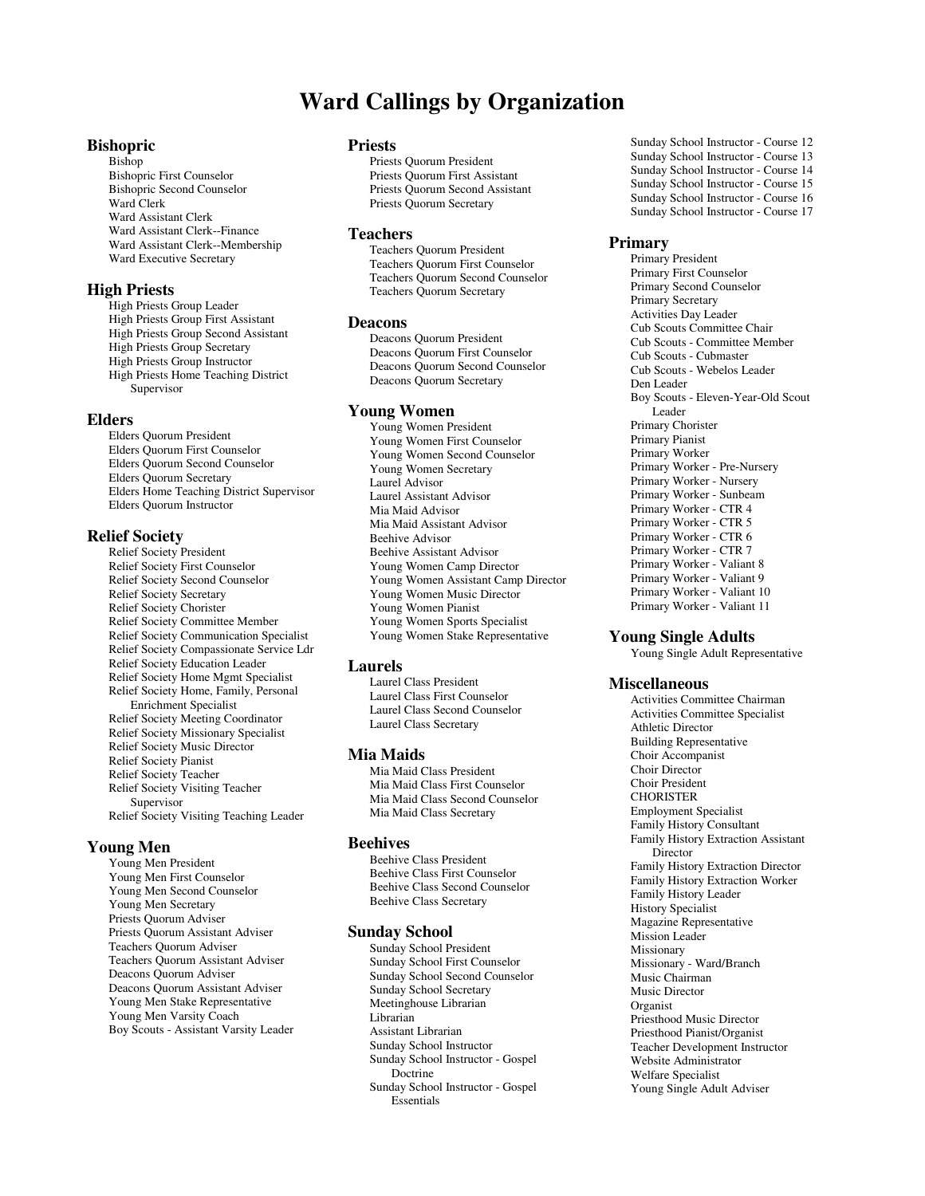# Ward Callings by Organization

## Bishopric

- Bishop
- Bishopric First Counselor
- Bishopric Second Counselor
- Ward Clerk
- Ward Assistant Clerk
- Ward Assistant Clerk--Finance
- Ward Assistant Clerk--Membership
- Ward Executive Secretary

## High Priests

- High Priests Group Leader
- High Priests Group First Assistant
- High Priests Group Second Assistant
- High Priests Group Secretary
- High Priests Group Instructor
- High Priests Home Teaching District Supervisor

## Elders

- Elders Quorum President
- Elders Quorum First Counselor
- Elders Quorum Second Counselor
- Elders Quorum Secretary
- Elders Home Teaching District Supervisor
- Elders Quorum Instructor

## Relief Society

- Relief Society President
- Relief Society First Counselor
- Relief Society Second Counselor
- Relief Society Secretary
- Relief Society Chorister
- Relief Society Committee Member
- Relief Society Communication Specialist
- Relief Society Compassionate Service Ldr
- Relief Society Education Leader
- Relief Society Home Mgmt Specialist
- Relief Society Home, Family, Personal Enrichment Specialist
- Relief Society Meeting Coordinator
- Relief Society Missionary Specialist
- Relief Society Music Director
- Relief Society Pianist
- Relief Society Teacher
- Relief Society Visiting Teacher Supervisor
- Relief Society Visiting Teaching Leader

## Young Men

- Young Men President
- Young Men First Counselor
- Young Men Second Counselor
- Young Men Secretary
- Priests Quorum Adviser
- Priests Quorum Assistant Adviser
- Teachers Quorum Adviser
- Teachers Quorum Assistant Adviser
- Deacons Quorum Adviser
- Deacons Quorum Assistant Adviser
- Young Men Stake Representative
- Young Men Varsity Coach
- Boy Scouts - Assistant Varsity Leader

## Priests

- Priests Quorum President
- Priests Quorum First Assistant
- Priests Quorum Second Assistant
- Priests Quorum Secretary

## Teachers

- Teachers Quorum President
- Teachers Quorum First Counselor
- Teachers Quorum Second Counselor
- Teachers Quorum Secretary

## Deacons

- Deacons Quorum President
- Deacons Quorum First Counselor
- Deacons Quorum Second Counselor
- Deacons Quorum Secretary

## Young Women

- Young Women President
- Young Women First Counselor
- Young Women Second Counselor
- Young Women Secretary
- Laurel Advisor
- Laurel Assistant Advisor
- Mia Maid Advisor
- Mia Maid Assistant Advisor
- Beehive Advisor
- Beehive Assistant Advisor
- Young Women Camp Director
- Young Women Assistant Camp Director
- Young Women Music Director
- Young Women Pianist
- Young Women Sports Specialist
- Young Women Stake Representative

## Laurels

- Laurel Class President
- Laurel Class First Counselor
- Laurel Class Second Counselor
- Laurel Class Secretary

## Mia Maids

- Mia Maid Class President
- Mia Maid Class First Counselor
- Mia Maid Class Second Counselor
- Mia Maid Class Secretary

## Beehives

- Beehive Class President
- Beehive Class First Counselor
- Beehive Class Second Counselor
- Beehive Class Secretary

## Sunday School

- Sunday School President
- Sunday School First Counselor
- Sunday School Second Counselor
- Sunday School Secretary
- Meetinghouse Librarian
- Librarian
- Assistant Librarian
- Sunday School Instructor
- Sunday School Instructor - Gospel Doctrine
- Sunday School Instructor - Gospel Essentials
- Sunday School Instructor - Course 12
- Sunday School Instructor - Course 13
- Sunday School Instructor - Course 14
- Sunday School Instructor - Course 15
- Sunday School Instructor - Course 16
- Sunday School Instructor - Course 17

## Primary

- Primary President
- Primary First Counselor
- Primary Second Counselor
- Primary Secretary
- Activities Day Leader
- Cub Scouts Committee Chair
- Cub Scouts - Committee Member
- Cub Scouts - Cubmaster
- Cub Scouts - Webelos Leader
- Den Leader
- Boy Scouts - Eleven-Year-Old Scout Leader
- Primary Chorister
- Primary Pianist
- Primary Worker
- Primary Worker - Pre-Nursery
- Primary Worker - Nursery
- Primary Worker - Sunbeam
- Primary Worker - CTR 4
- Primary Worker - CTR 5
- Primary Worker - CTR 6
- Primary Worker - CTR 7
- Primary Worker - Valiant 8
- Primary Worker - Valiant 9
- Primary Worker - Valiant 10
- Primary Worker - Valiant 11

## Young Single Adults

- Young Single Adult Representative

## Miscellaneous

- Activities Committee Chairman
- Activities Committee Specialist
- Athletic Director
- Building Representative
- Choir Accompanist
- Choir Director
- Choir President
- CHORISTER
- Employment Specialist
- Family History Consultant
- Family History Extraction Assistant Director
- Family History Extraction Director
- Family History Extraction Worker
- Family History Leader
- History Specialist
- Magazine Representative
- Mission Leader
- Missionary
- Missionary - Ward/Branch
- Music Chairman
- Music Director
- Organist
- Priesthood Music Director
- Priesthood Pianist/Organist
- Teacher Development Instructor
- Website Administrator
- Welfare Specialist
- Young Single Adult Adviser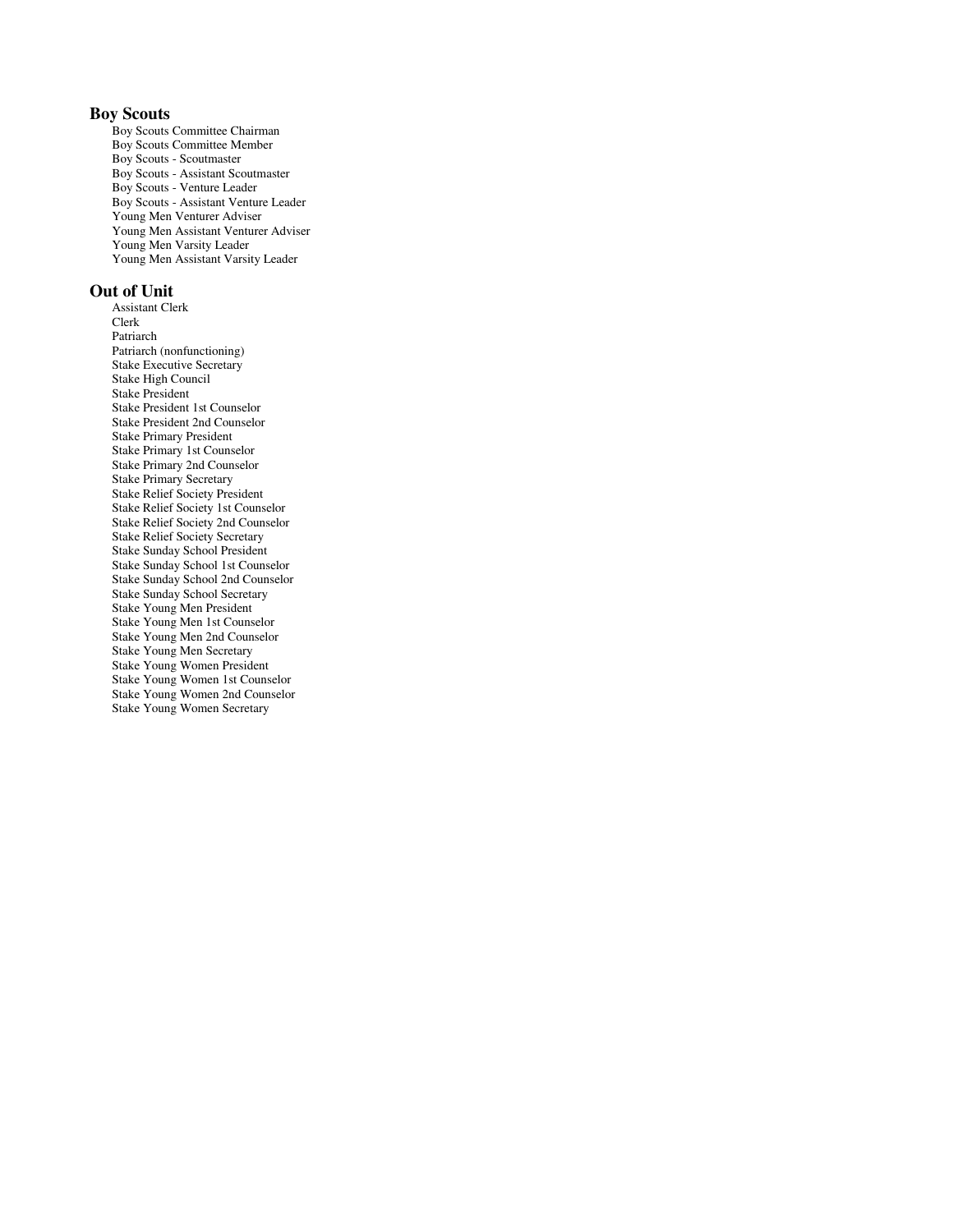## Boy Scouts

- Boy Scouts Committee Chairman
- Boy Scouts Committee Member
- Boy Scouts - Scoutmaster
- Boy Scouts - Assistant Scoutmaster
- Boy Scouts - Venture Leader
- Boy Scouts - Assistant Venture Leader
- Young Men Venturer Adviser
- Young Men Assistant Venturer Adviser
- Young Men Varsity Leader
- Young Men Assistant Varsity Leader

## Out of Unit

- Assistant Clerk
- Clerk
- Patriarch
- Patriarch (nonfunctioning)
- Stake Executive Secretary
- Stake High Council
- Stake President
- Stake President 1st Counselor
- Stake President 2nd Counselor
- Stake Primary President
- Stake Primary 1st Counselor
- Stake Primary 2nd Counselor
- Stake Primary Secretary
- Stake Relief Society President
- Stake Relief Society 1st Counselor
- Stake Relief Society 2nd Counselor
- Stake Relief Society Secretary
- Stake Sunday School President
- Stake Sunday School 1st Counselor
- Stake Sunday School 2nd Counselor
- Stake Sunday School Secretary
- Stake Young Men President
- Stake Young Men 1st Counselor
- Stake Young Men 2nd Counselor
- Stake Young Men Secretary
- Stake Young Women President
- Stake Young Women 1st Counselor
- Stake Young Women 2nd Counselor
- Stake Young Women Secretary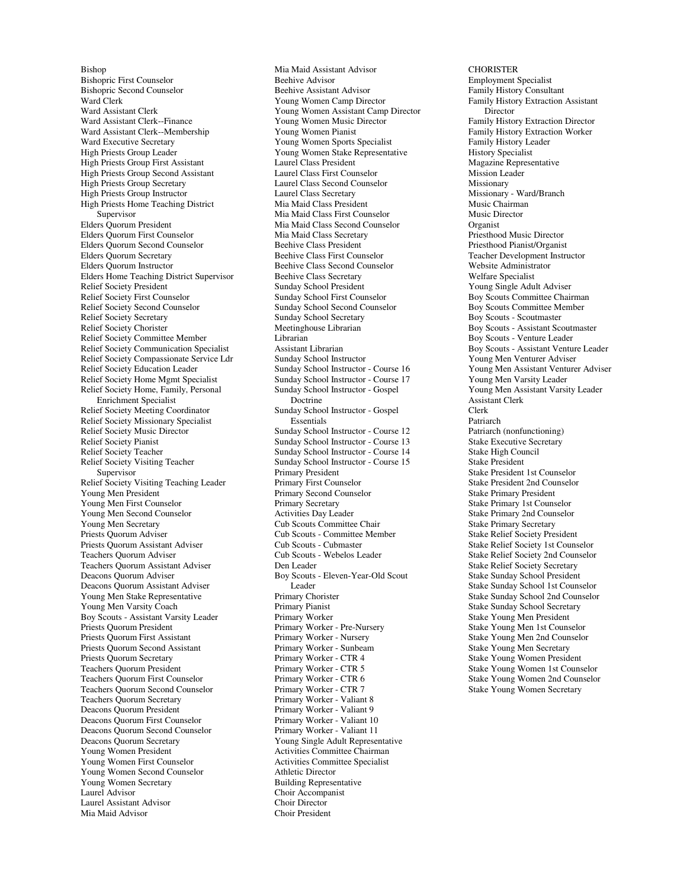Bishop
Bishopric First Counselor
Bishopric Second Counselor
Ward Clerk
Ward Assistant Clerk
Ward Assistant Clerk--Finance
Ward Assistant Clerk--Membership
Ward Executive Secretary
High Priests Group Leader
High Priests Group First Assistant
High Priests Group Second Assistant
High Priests Group Secretary
High Priests Group Instructor
High Priests Home Teaching District Supervisor
Elders Quorum President
Elders Quorum First Counselor
Elders Quorum Second Counselor
Elders Quorum Secretary
Elders Quorum Instructor
Elders Home Teaching District Supervisor
Relief Society President
Relief Society First Counselor
Relief Society Second Counselor
Relief Society Secretary
Relief Society Chorister
Relief Society Committee Member
Relief Society Communication Specialist
Relief Society Compassionate Service Ldr
Relief Society Education Leader
Relief Society Home Mgmt Specialist
Relief Society Home, Family, Personal Enrichment Specialist
Relief Society Meeting Coordinator
Relief Society Missionary Specialist
Relief Society Music Director
Relief Society Pianist
Relief Society Teacher
Relief Society Visiting Teacher Supervisor
Relief Society Visiting Teaching Leader
Young Men President
Young Men First Counselor
Young Men Second Counselor
Young Men Secretary
Priests Quorum Adviser
Priests Quorum Assistant Adviser
Teachers Quorum Adviser
Teachers Quorum Assistant Adviser
Deacons Quorum Adviser
Deacons Quorum Assistant Adviser
Young Men Stake Representative
Young Men Varsity Coach
Boy Scouts - Assistant Varsity Leader
Priests Quorum President
Priests Quorum First Assistant
Priests Quorum Second Assistant
Priests Quorum Secretary
Teachers Quorum President
Teachers Quorum First Counselor
Teachers Quorum Second Counselor
Teachers Quorum Secretary
Deacons Quorum President
Deacons Quorum First Counselor
Deacons Quorum Second Counselor
Deacons Quorum Secretary
Young Women President
Young Women First Counselor
Young Women Second Counselor
Young Women Secretary
Laurel Advisor
Laurel Assistant Advisor
Mia Maid Advisor
Mia Maid Assistant Advisor
Beehive Advisor
Beehive Assistant Advisor
Young Women Camp Director
Young Women Assistant Camp Director
Young Women Music Director
Young Women Pianist
Young Women Sports Specialist
Young Women Stake Representative
Laurel Class President
Laurel Class First Counselor
Laurel Class Second Counselor
Laurel Class Secretary
Mia Maid Class President
Mia Maid Class First Counselor
Mia Maid Class Second Counselor
Mia Maid Class Secretary
Beehive Class President
Beehive Class First Counselor
Beehive Class Second Counselor
Beehive Class Secretary
Sunday School President
Sunday School First Counselor
Sunday School Second Counselor
Sunday School Secretary
Meetinghouse Librarian
Librarian
Assistant Librarian
Sunday School Instructor
Sunday School Instructor - Course 16
Sunday School Instructor - Course 17
Sunday School Instructor - Gospel Doctrine
Sunday School Instructor - Gospel Essentials
Sunday School Instructor - Course 12
Sunday School Instructor - Course 13
Sunday School Instructor - Course 14
Sunday School Instructor - Course 15
Primary President
Primary First Counselor
Primary Second Counselor
Primary Secretary
Activities Day Leader
Cub Scouts Committee Chair
Cub Scouts - Committee Member
Cub Scouts - Cubmaster
Cub Scouts - Webelos Leader
Den Leader
Boy Scouts - Eleven-Year-Old Scout Leader
Primary Chorister
Primary Pianist
Primary Worker
Primary Worker - Pre-Nursery
Primary Worker - Nursery
Primary Worker - Sunbeam
Primary Worker - CTR 4
Primary Worker - CTR 5
Primary Worker - CTR 6
Primary Worker - CTR 7
Primary Worker - Valiant 8
Primary Worker - Valiant 9
Primary Worker - Valiant 10
Primary Worker - Valiant 11
Young Single Adult Representative
Activities Committee Chairman
Activities Committee Specialist
Athletic Director
Building Representative
Choir Accompanist
Choir Director
Choir President
CHORISTER
Employment Specialist
Family History Consultant
Family History Extraction Assistant Director
Family History Extraction Director
Family History Extraction Worker
Family History Leader
History Specialist
Magazine Representative
Mission Leader
Missionary
Missionary - Ward/Branch
Music Chairman
Music Director
Organist
Priesthood Music Director
Priesthood Pianist/Organist
Teacher Development Instructor
Website Administrator
Welfare Specialist
Young Single Adult Adviser
Boy Scouts Committee Chairman
Boy Scouts Committee Member
Boy Scouts - Scoutmaster
Boy Scouts - Assistant Scoutmaster
Boy Scouts - Venture Leader
Boy Scouts - Assistant Venture Leader
Young Men Venturer Adviser
Young Men Assistant Venturer Adviser
Young Men Varsity Leader
Young Men Assistant Varsity Leader
Assistant Clerk
Clerk
Patriarch
Patriarch (nonfunctioning)
Stake Executive Secretary
Stake High Council
Stake President
Stake President 1st Counselor
Stake President 2nd Counselor
Stake Primary President
Stake Primary 1st Counselor
Stake Primary 2nd Counselor
Stake Primary Secretary
Stake Relief Society President
Stake Relief Society 1st Counselor
Stake Relief Society 2nd Counselor
Stake Relief Society Secretary
Stake Sunday School President
Stake Sunday School 1st Counselor
Stake Sunday School 2nd Counselor
Stake Sunday School Secretary
Stake Young Men President
Stake Young Men 1st Counselor
Stake Young Men 2nd Counselor
Stake Young Men Secretary
Stake Young Women President
Stake Young Women 1st Counselor
Stake Young Women 2nd Counselor
Stake Young Women Secretary